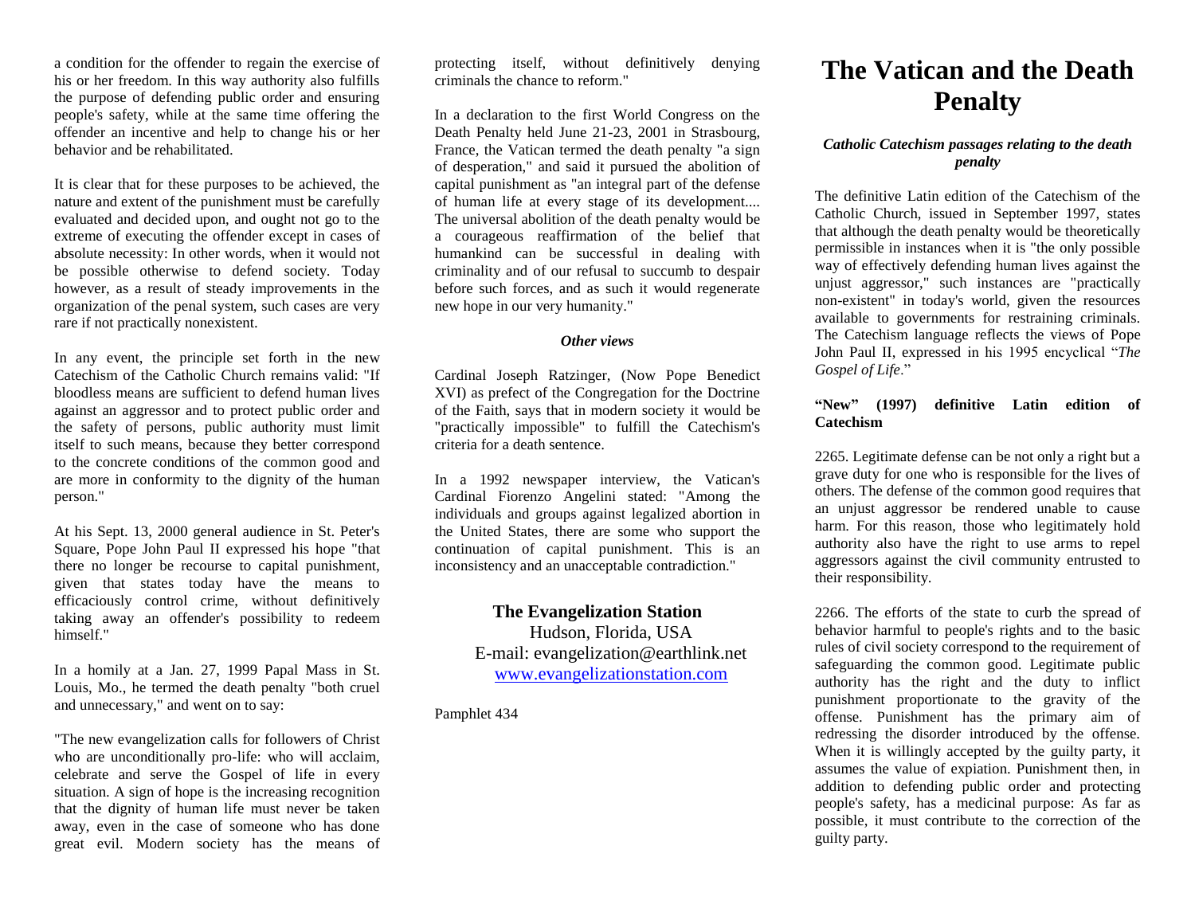a condition for the offender to regain the exercise of his or her freedom. In this way authority also fulfills the purpose of defending public order and ensuring people's safety, while at the same time offering the offender an incentive and help to change his or her behavior and be rehabilitated.

It is clear that for these purposes to be achieved, the nature and extent of the punishment must be carefully evaluated and decided upon, and ought not go to the extreme of executing the offender except in cases of absolute necessity: In other words, when it would not be possible otherwise to defend society. Today however, as a result of steady improvements in the organization of the penal system, such cases are very rare if not practically nonexistent.

In any event, the principle set forth in the new Catechism of the Catholic Church remains valid: "If bloodless means are sufficient to defend human lives against an aggressor and to protect public order and the safety of persons, public authority must limit itself to such means, because they better correspond to the concrete conditions of the common good and are more in conformity to the dignity of the human person."

At his Sept. 13, 2000 general audience in St. Peter's Square, Pope John Paul II expressed his hope "that there no longer be recourse to capital punishment, given that states today have the means to efficaciously control crime, without definitively taking away an offender's possibility to redeem himself."

In a homily at a Jan. 27, 1999 Papal Mass in St. Louis, Mo., he termed the death penalty "both cruel and unnecessary," and went on to say:

"The new evangelization calls for followers of Christ who are unconditionally pro-life: who will acclaim, celebrate and serve the Gospel of life in every situation. A sign of hope is the increasing recognition that the dignity of human life must never be taken away, even in the case of someone who has done great evil. Modern society has the means of protecting itself, without definitively denying criminals the chance to reform."

In a declaration to the first World Congress on the Death Penalty held June 21-23, 2001 in Strasbourg, France, the Vatican termed the death penalty "a sign of desperation," and said it pursued the abolition of capital punishment as "an integral part of the defense of human life at every stage of its development.... The universal abolition of the death penalty would be a courageous reaffirmation of the belief that humankind can be successful in dealing with criminality and of our refusal to succumb to despair before such forces, and as such it would regenerate new hope in our very humanity."

### *Other views*

Cardinal Joseph Ratzinger, (Now Pope Benedict XVI) as prefect of the Congregation for the Doctrine of the Faith, says that in modern society it would be "practically impossible" to fulfill the Catechism's criteria for a death sentence.

In a 1992 newspaper interview, the Vatican's Cardinal Fiorenzo Angelini stated: "Among the individuals and groups against legalized abortion in the United States, there are some who support the continuation of capital punishment. This is an inconsistency and an unacceptable contradiction."

**The Evangelization Station**
Hudson, Florida, USA
E-mail: evangelization@earthlink.net
www.evangelizationstation.com

Pamphlet 434

# The Vatican and the Death Penalty

### *Catholic Catechism passages relating to the death penalty*

The definitive Latin edition of the Catechism of the Catholic Church, issued in September 1997, states that although the death penalty would be theoretically permissible in instances when it is "the only possible way of effectively defending human lives against the unjust aggressor," such instances are "practically non-existent" in today's world, given the resources available to governments for restraining criminals. The Catechism language reflects the views of Pope John Paul II, expressed in his 1995 encyclical "*The Gospel of Life*."

**"New" (1997) definitive Latin edition of Catechism**

2265. Legitimate defense can be not only a right but a grave duty for one who is responsible for the lives of others. The defense of the common good requires that an unjust aggressor be rendered unable to cause harm. For this reason, those who legitimately hold authority also have the right to use arms to repel aggressors against the civil community entrusted to their responsibility.

2266. The efforts of the state to curb the spread of behavior harmful to people's rights and to the basic rules of civil society correspond to the requirement of safeguarding the common good. Legitimate public authority has the right and the duty to inflict punishment proportionate to the gravity of the offense. Punishment has the primary aim of redressing the disorder introduced by the offense. When it is willingly accepted by the guilty party, it assumes the value of expiation. Punishment then, in addition to defending public order and protecting people's safety, has a medicinal purpose: As far as possible, it must contribute to the correction of the guilty party.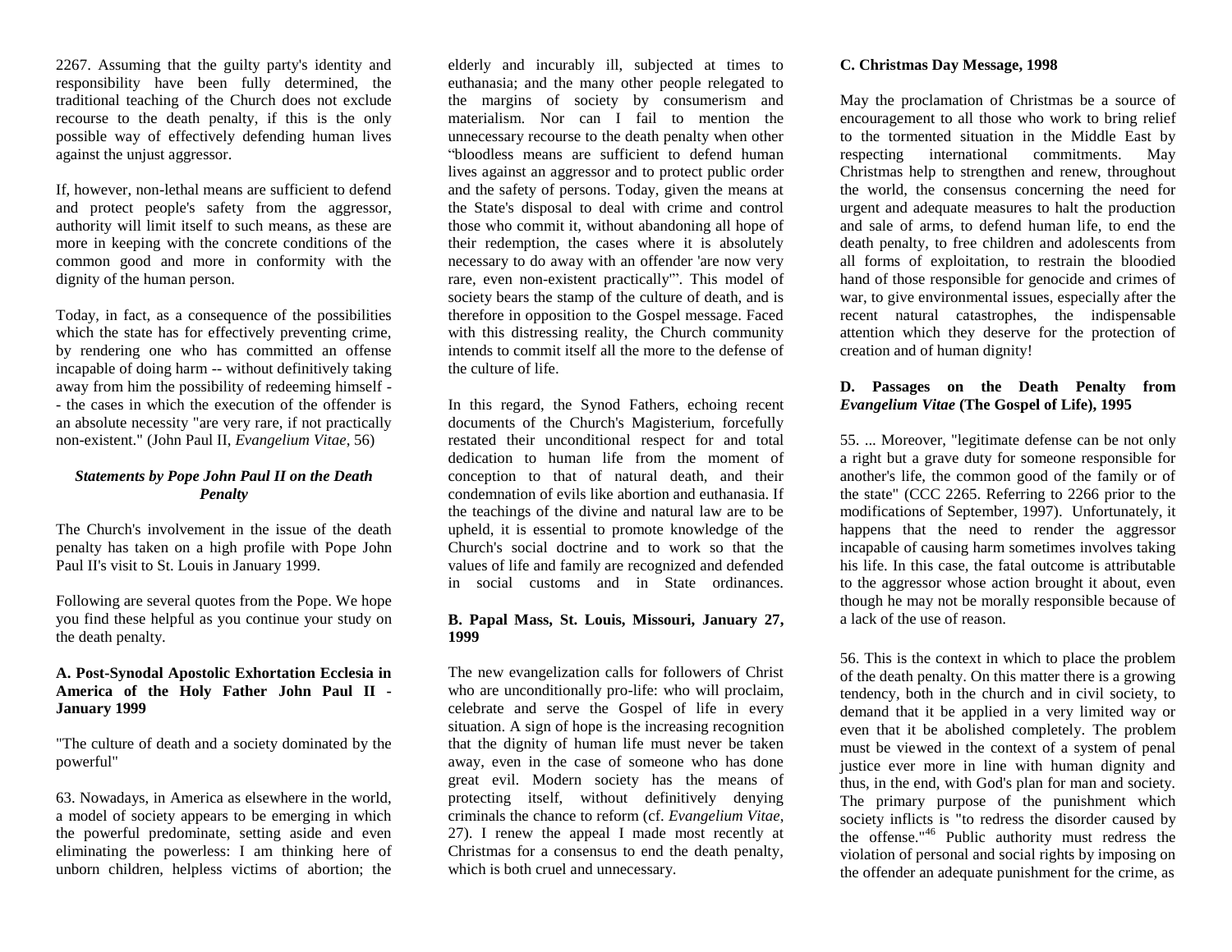2267. Assuming that the guilty party's identity and responsibility have been fully determined, the traditional teaching of the Church does not exclude recourse to the death penalty, if this is the only possible way of effectively defending human lives against the unjust aggressor.

If, however, non-lethal means are sufficient to defend and protect people's safety from the aggressor, authority will limit itself to such means, as these are more in keeping with the concrete conditions of the common good and more in conformity with the dignity of the human person.

Today, in fact, as a consequence of the possibilities which the state has for effectively preventing crime, by rendering one who has committed an offense incapable of doing harm -- without definitively taking away from him the possibility of redeeming himself -- the cases in which the execution of the offender is an absolute necessity "are very rare, if not practically non-existent." (John Paul II, *Evangelium Vitae*, 56)

### *Statements by Pope John Paul II on the Death Penalty*

The Church's involvement in the issue of the death penalty has taken on a high profile with Pope John Paul II's visit to St. Louis in January 1999.

Following are several quotes from the Pope. We hope you find these helpful as you continue your study on the death penalty.

#### A. Post-Synodal Apostolic Exhortation Ecclesia in America of the Holy Father John Paul II - January 1999

"The culture of death and a society dominated by the powerful"

63. Nowadays, in America as elsewhere in the world, a model of society appears to be emerging in which the powerful predominate, setting aside and even eliminating the powerless: I am thinking here of unborn children, helpless victims of abortion; the elderly and incurably ill, subjected at times to euthanasia; and the many other people relegated to the margins of society by consumerism and materialism. Nor can I fail to mention the unnecessary recourse to the death penalty when other "bloodless means are sufficient to defend human lives against an aggressor and to protect public order and the safety of persons. Today, given the means at the State's disposal to deal with crime and control those who commit it, without abandoning all hope of their redemption, the cases where it is absolutely necessary to do away with an offender 'are now very rare, even non-existent practically'". This model of society bears the stamp of the culture of death, and is therefore in opposition to the Gospel message. Faced with this distressing reality, the Church community intends to commit itself all the more to the defense of the culture of life.

In this regard, the Synod Fathers, echoing recent documents of the Church's Magisterium, forcefully restated their unconditional respect for and total dedication to human life from the moment of conception to that of natural death, and their condemnation of evils like abortion and euthanasia. If the teachings of the divine and natural law are to be upheld, it is essential to promote knowledge of the Church's social doctrine and to work so that the values of life and family are recognized and defended in social customs and in State ordinances.

#### B. Papal Mass, St. Louis, Missouri, January 27, 1999

The new evangelization calls for followers of Christ who are unconditionally pro-life: who will proclaim, celebrate and serve the Gospel of life in every situation. A sign of hope is the increasing recognition that the dignity of human life must never be taken away, even in the case of someone who has done great evil. Modern society has the means of protecting itself, without definitively denying criminals the chance to reform (cf. *Evangelium Vitae*, 27). I renew the appeal I made most recently at Christmas for a consensus to end the death penalty, which is both cruel and unnecessary.

#### C. Christmas Day Message, 1998

May the proclamation of Christmas be a source of encouragement to all those who work to bring relief to the tormented situation in the Middle East by respecting international commitments. May Christmas help to strengthen and renew, throughout the world, the consensus concerning the need for urgent and adequate measures to halt the production and sale of arms, to defend human life, to end the death penalty, to free children and adolescents from all forms of exploitation, to restrain the bloodied hand of those responsible for genocide and crimes of war, to give environmental issues, especially after the recent natural catastrophes, the indispensable attention which they deserve for the protection of creation and of human dignity!

#### D. Passages on the Death Penalty from *Evangelium Vitae* (The Gospel of Life), 1995

55. ... Moreover, "legitimate defense can be not only a right but a grave duty for someone responsible for another's life, the common good of the family or of the state" (CCC 2265. Referring to 2266 prior to the modifications of September, 1997). Unfortunately, it happens that the need to render the aggressor incapable of causing harm sometimes involves taking his life. In this case, the fatal outcome is attributable to the aggressor whose action brought it about, even though he may not be morally responsible because of a lack of the use of reason.

56. This is the context in which to place the problem of the death penalty. On this matter there is a growing tendency, both in the church and in civil society, to demand that it be applied in a very limited way or even that it be abolished completely. The problem must be viewed in the context of a system of penal justice ever more in line with human dignity and thus, in the end, with God's plan for man and society. The primary purpose of the punishment which society inflicts is "to redress the disorder caused by the offense."[46] Public authority must redress the violation of personal and social rights by imposing on the offender an adequate punishment for the crime, as